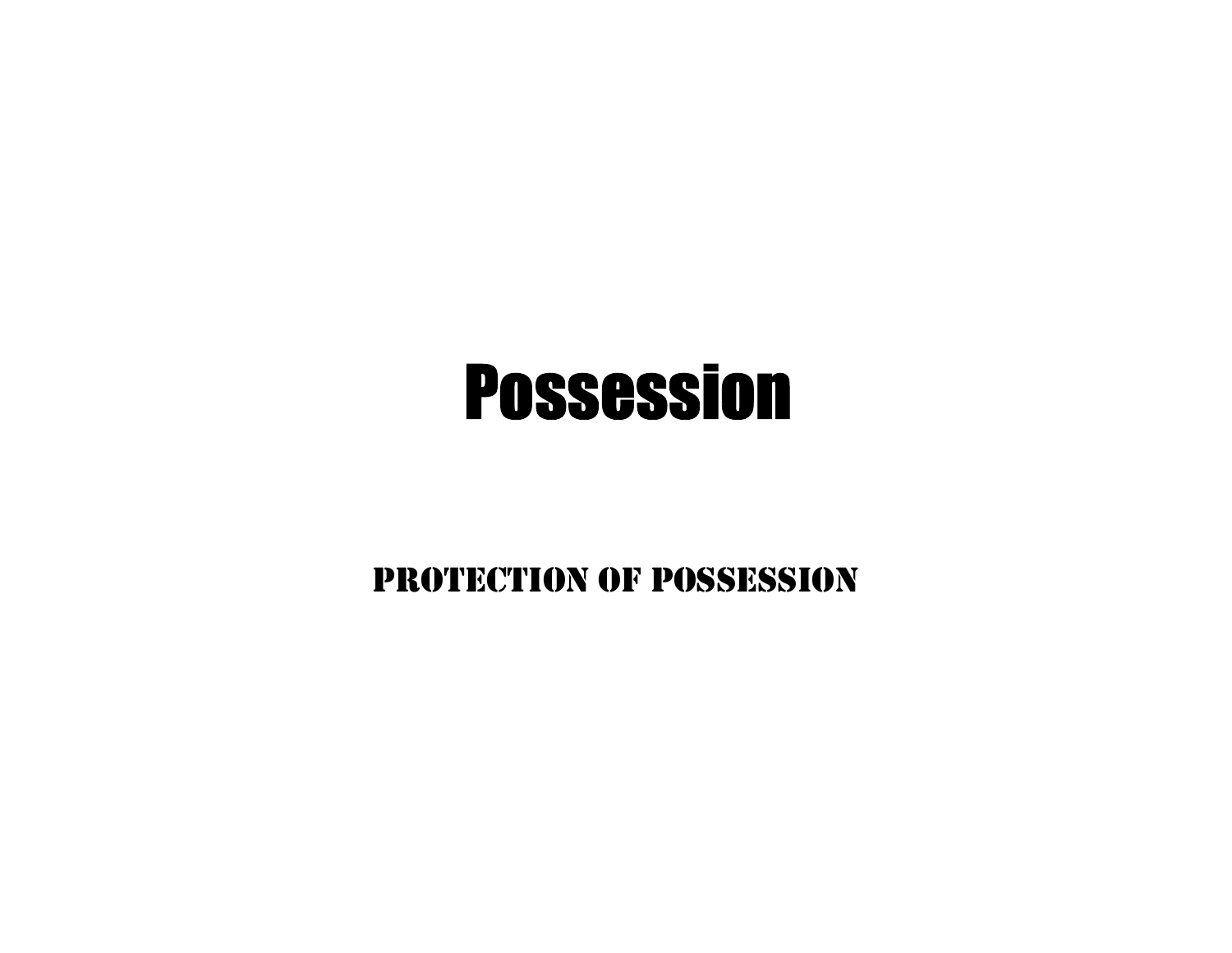# Possession

## PROTECTION OF POSSESSION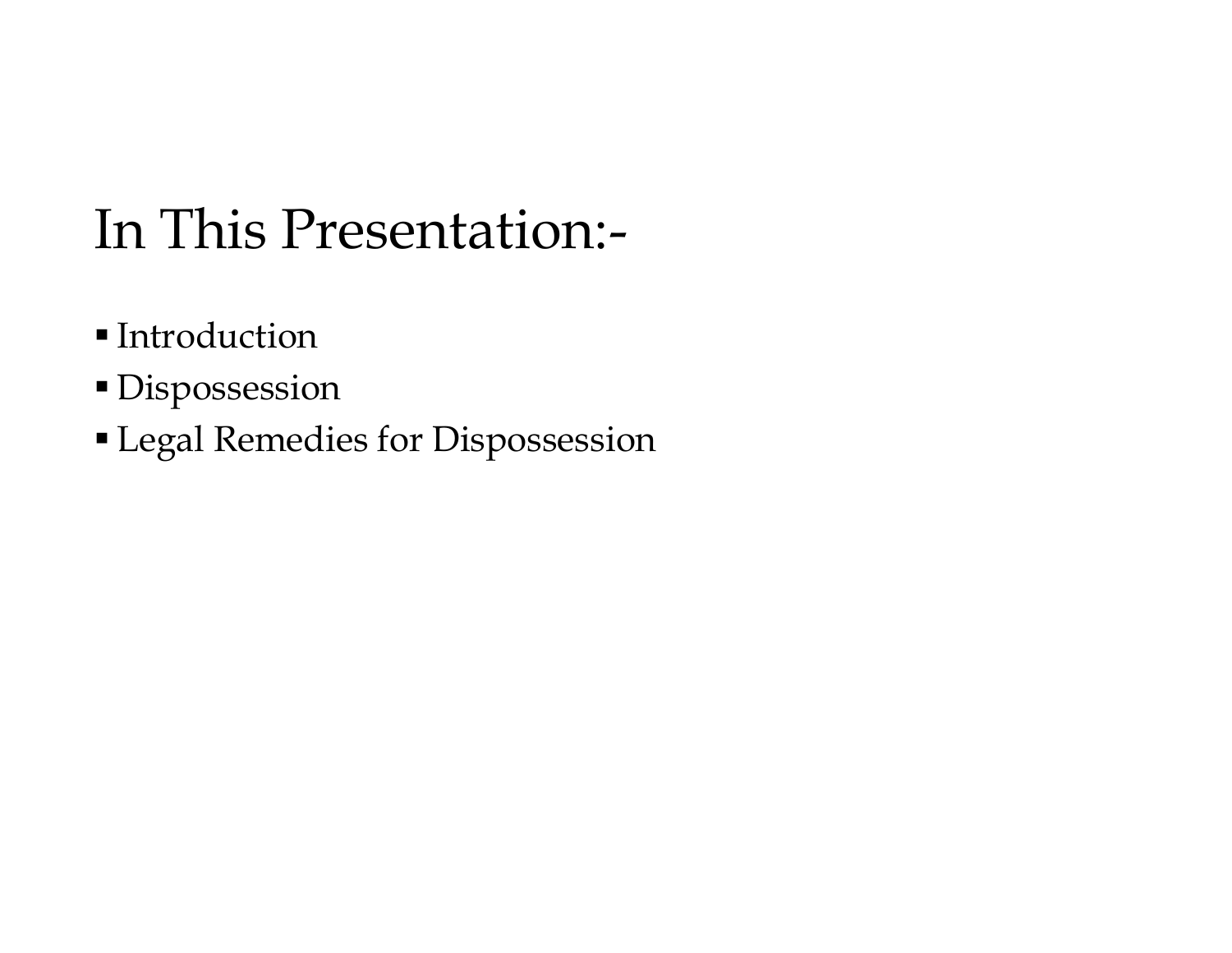# In This Presentation:-

- Introduction
- Dispossession
- Legal Remedies for Dispossession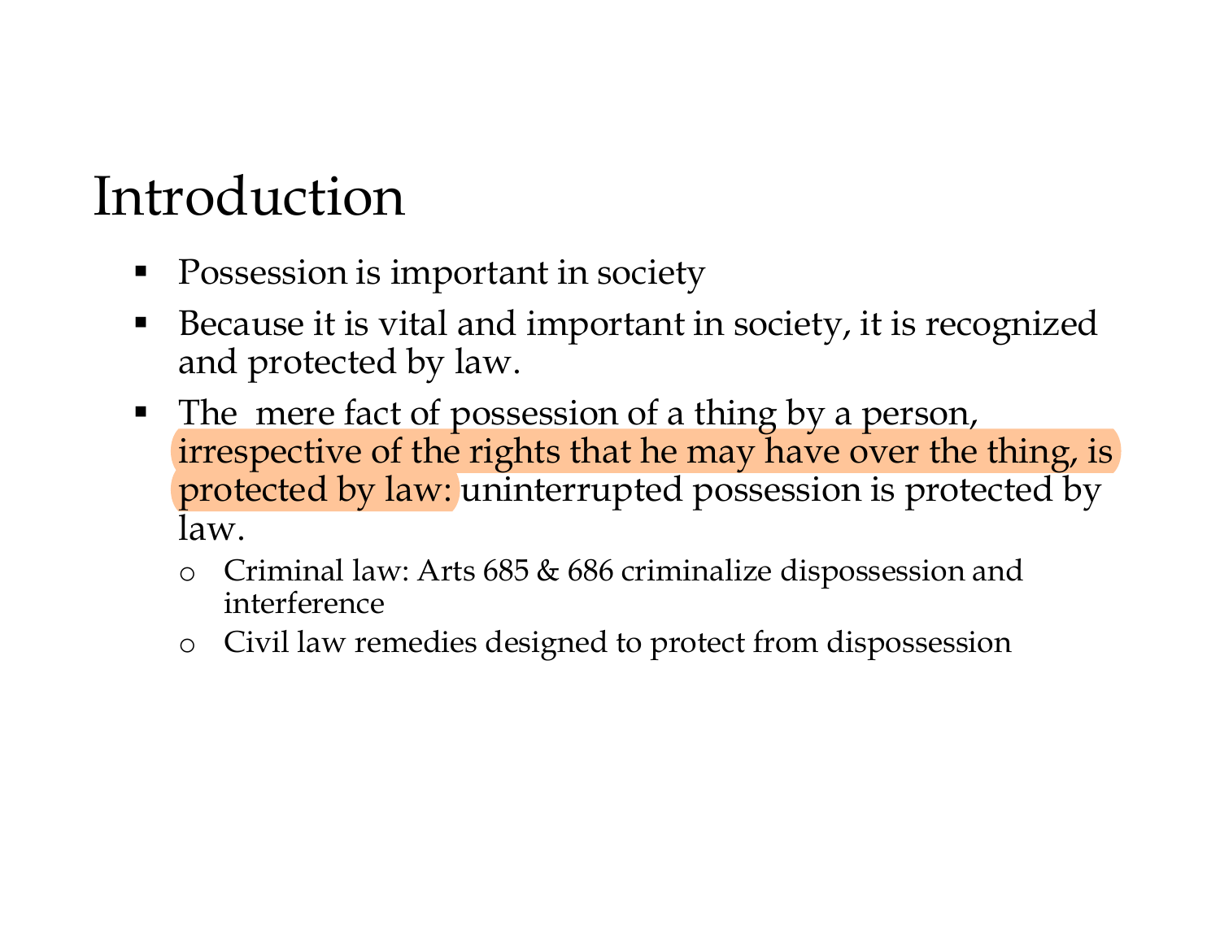# Introduction

- Possession is important in society
- Because it is vital and important in society, it is recognized and protected by law.
- The mere fact of possession of a thing by a person, irrespective of the rights that he may have over the thing, is protected by law: uninterrupted possession is protected by law.
  - Criminal law: Arts 685 & 686 criminalize dispossession and interference
  - Civil law remedies designed to protect from dispossession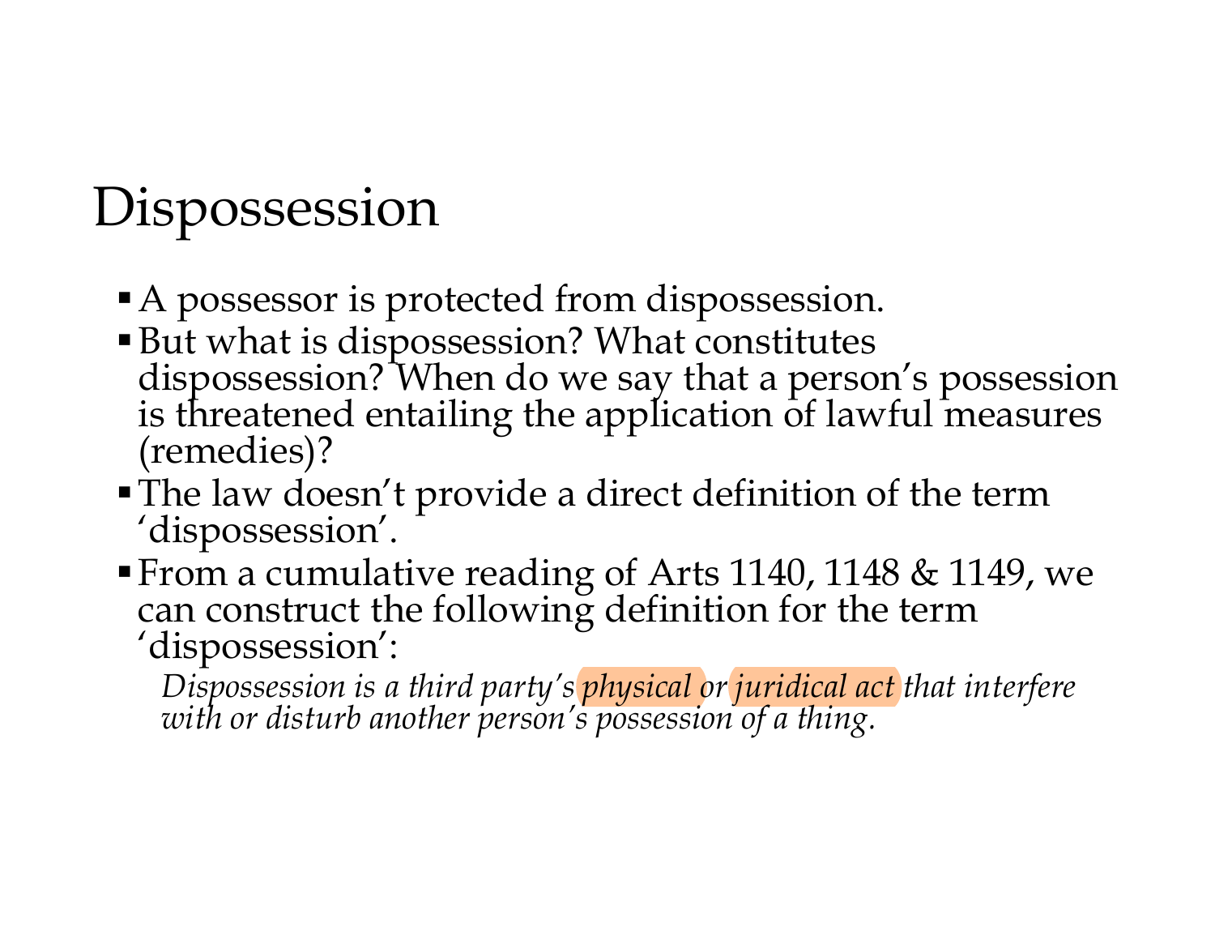# Dispossession

- A possessor is protected from dispossession.
- But what is dispossession? What constitutes dispossession? When do we say that a person's possession is threatened entailing the application of lawful measures (remedies)?
- The law doesn't provide a direct definition of the term 'dispossession'.
- From a cumulative reading of Arts 1140, 1148 & 1149, we can construct the following definition for the term 'dispossession':

  *Dispossession is a third party's physical or juridical act that interfere with or disturb another person's possession of a thing.*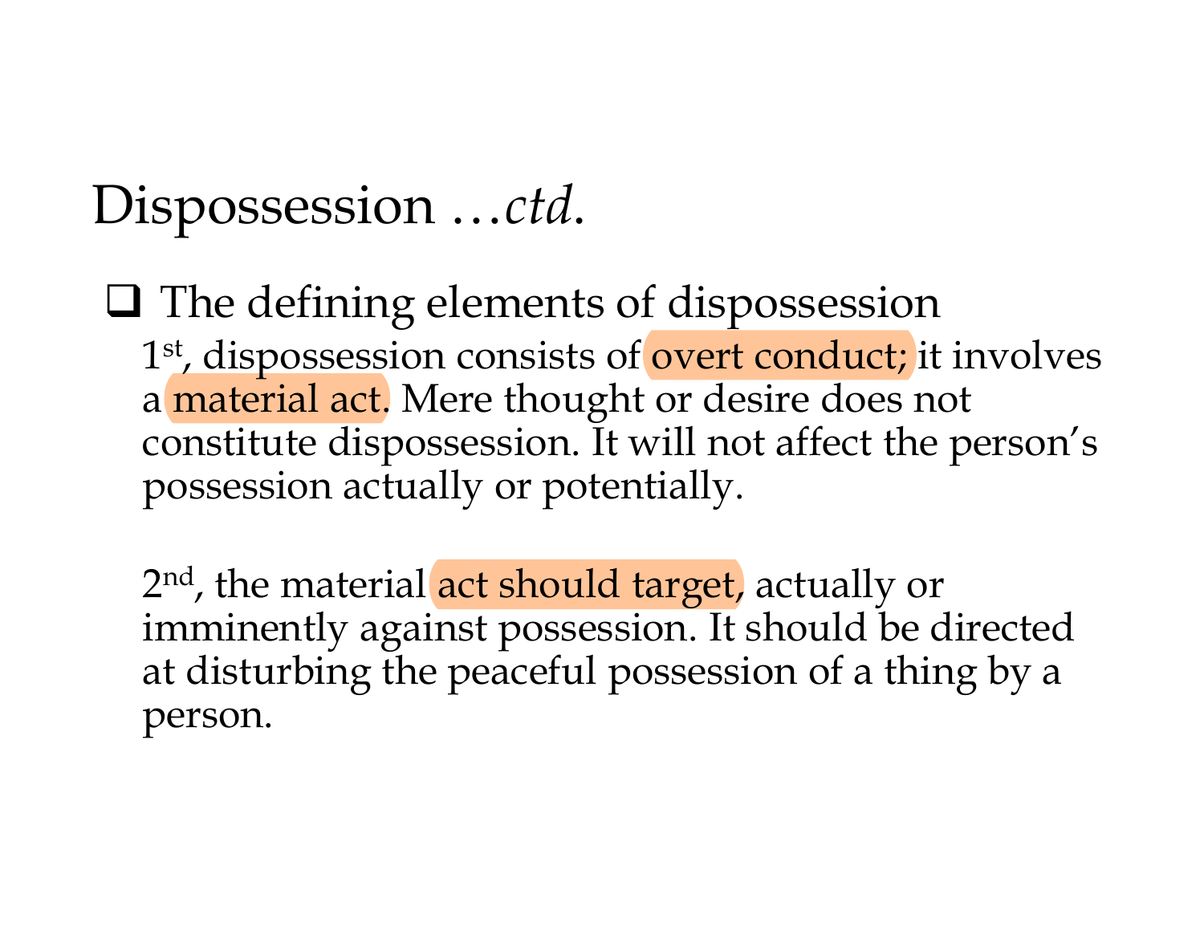# Dispossession …*ctd*.

- The defining elements of dispossession

  1st, dispossession consists of overt conduct; it involves a material act. Mere thought or desire does not constitute dispossession. It will not affect the person's possession actually or potentially.

  2nd, the material act should target, actually or imminently against possession. It should be directed at disturbing the peaceful possession of a thing by a person.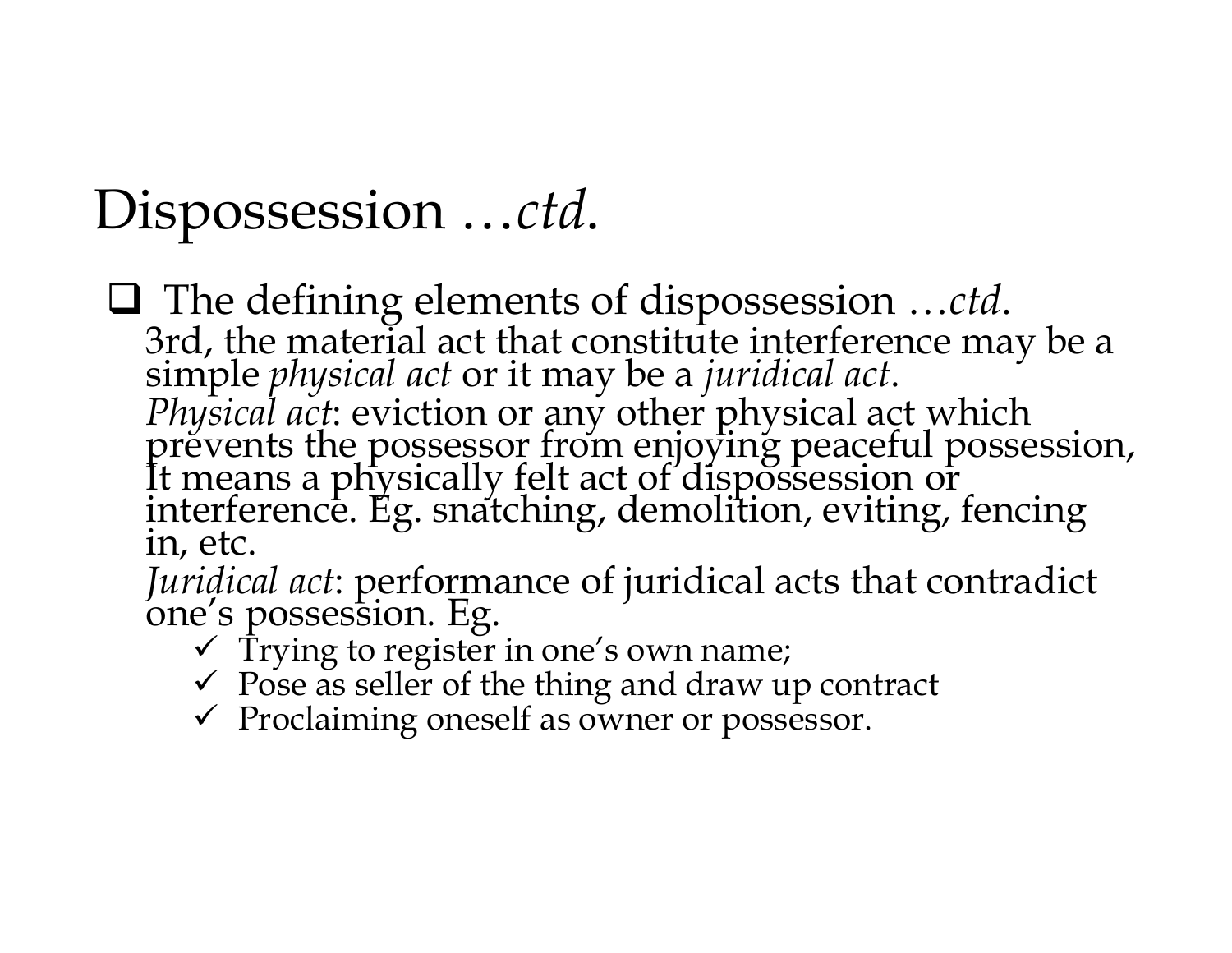# Dispossession …*ctd.*

- The defining elements of dispossession …*ctd.*

  3rd, the material act that constitute interference may be a simple *physical act* or it may be a *juridical act*.

  *Physical act*: eviction or any other physical act which prevents the possessor from enjoying peaceful possession, It means a physically felt act of dispossession or interference. Eg. snatching, demolition, eviting, fencing in, etc.

  *Juridical act*: performance of juridical acts that contradict one's possession. Eg.

  - ✓ Trying to register in one's own name;
  - ✓ Pose as seller of the thing and draw up contract
  - ✓ Proclaiming oneself as owner or possessor.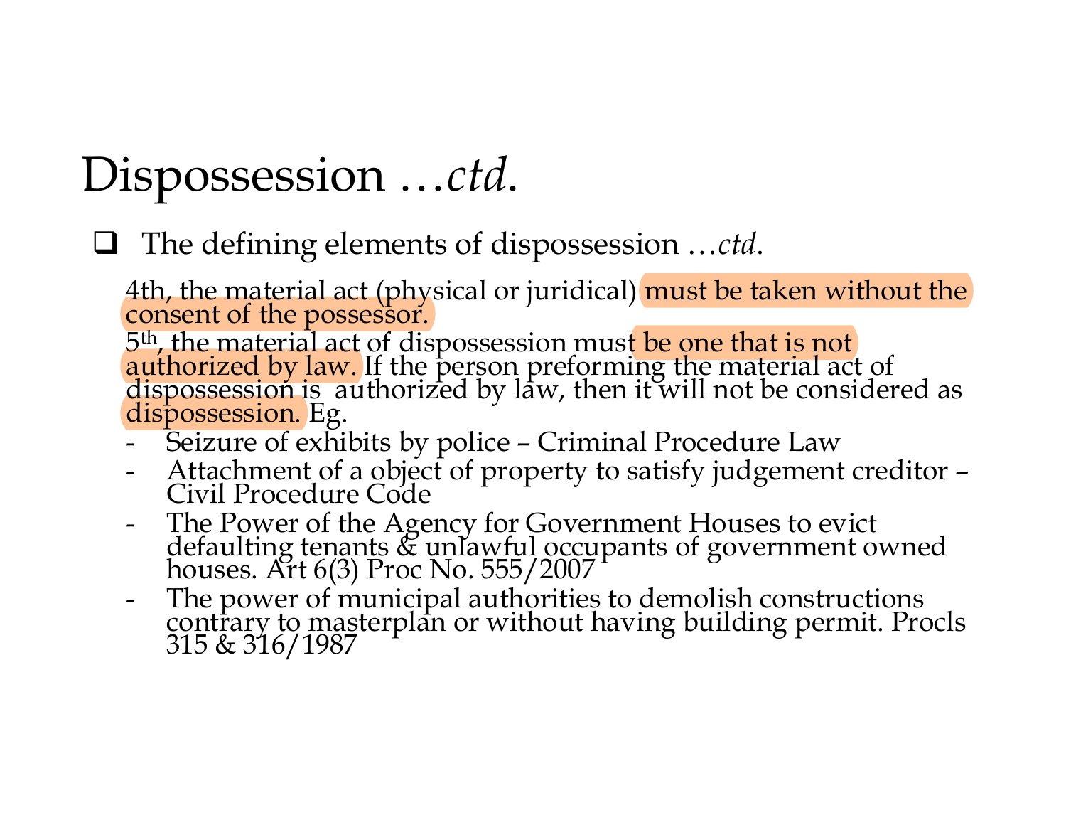# Dispossession …*ctd*.

- The defining elements of dispossession …*ctd*.

4th, the material act (physical or juridical) must be taken without the consent of the possessor.

5th, the material act of dispossession must be one that is not authorized by law. If the person preforming the material act of dispossession is authorized by law, then it will not be considered as dispossession. Eg.

- Seizure of exhibits by police – Criminal Procedure Law
- Attachment of a object of property to satisfy judgement creditor – Civil Procedure Code
- The Power of the Agency for Government Houses to evict defaulting tenants & unlawful occupants of government owned houses. Art 6(3) Proc No. 555/2007
- The power of municipal authorities to demolish constructions contrary to masterplan or without having building permit. Procls 315 & 316/1987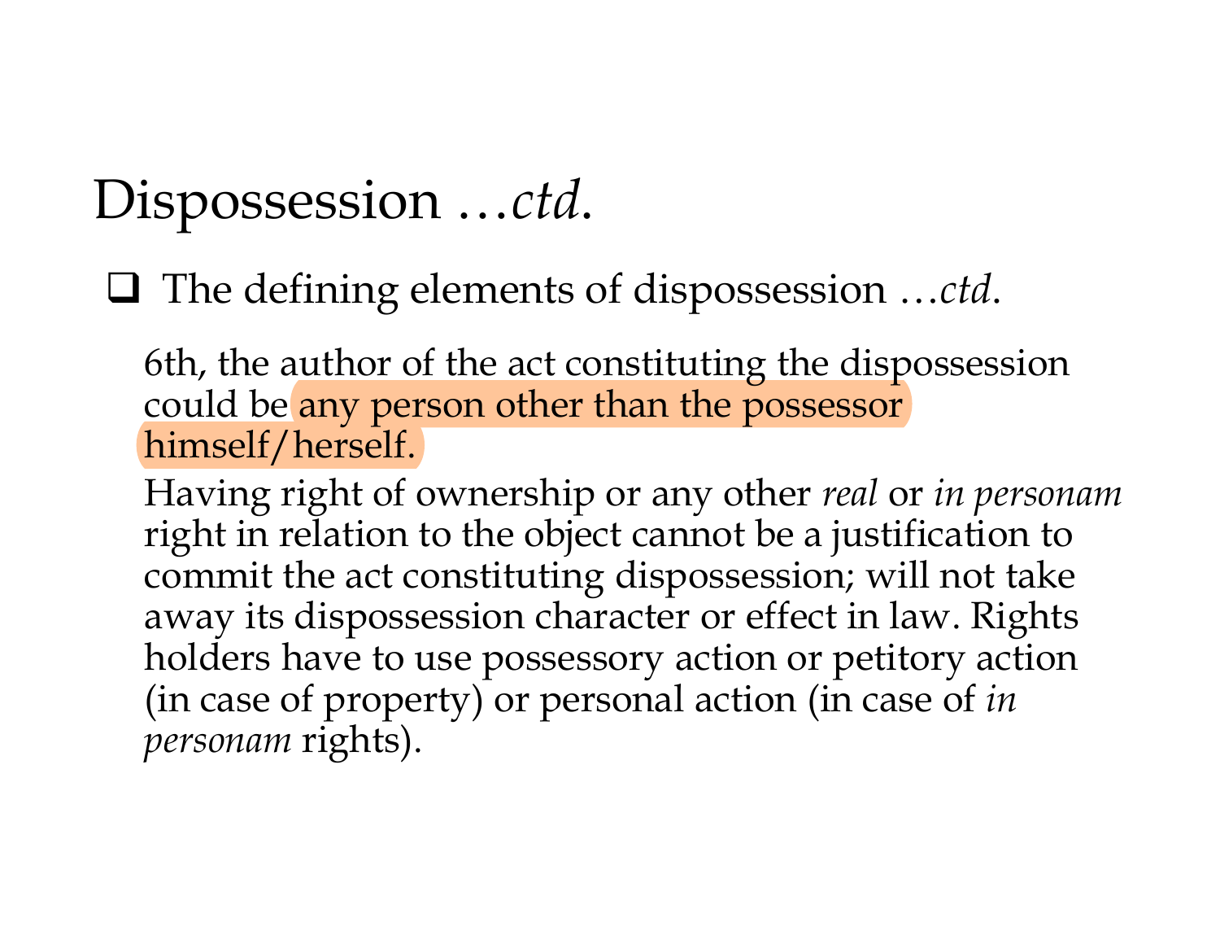# Dispossession …*ctd*.

- The defining elements of dispossession …*ctd*.

  6th, the author of the act constituting the dispossession could be any person other than the possessor himself/herself.

  Having right of ownership or any other *real* or *in personam* right in relation to the object cannot be a justification to commit the act constituting dispossession; will not take away its dispossession character or effect in law. Rights holders have to use possessory action or petitory action (in case of property) or personal action (in case of *in personam* rights).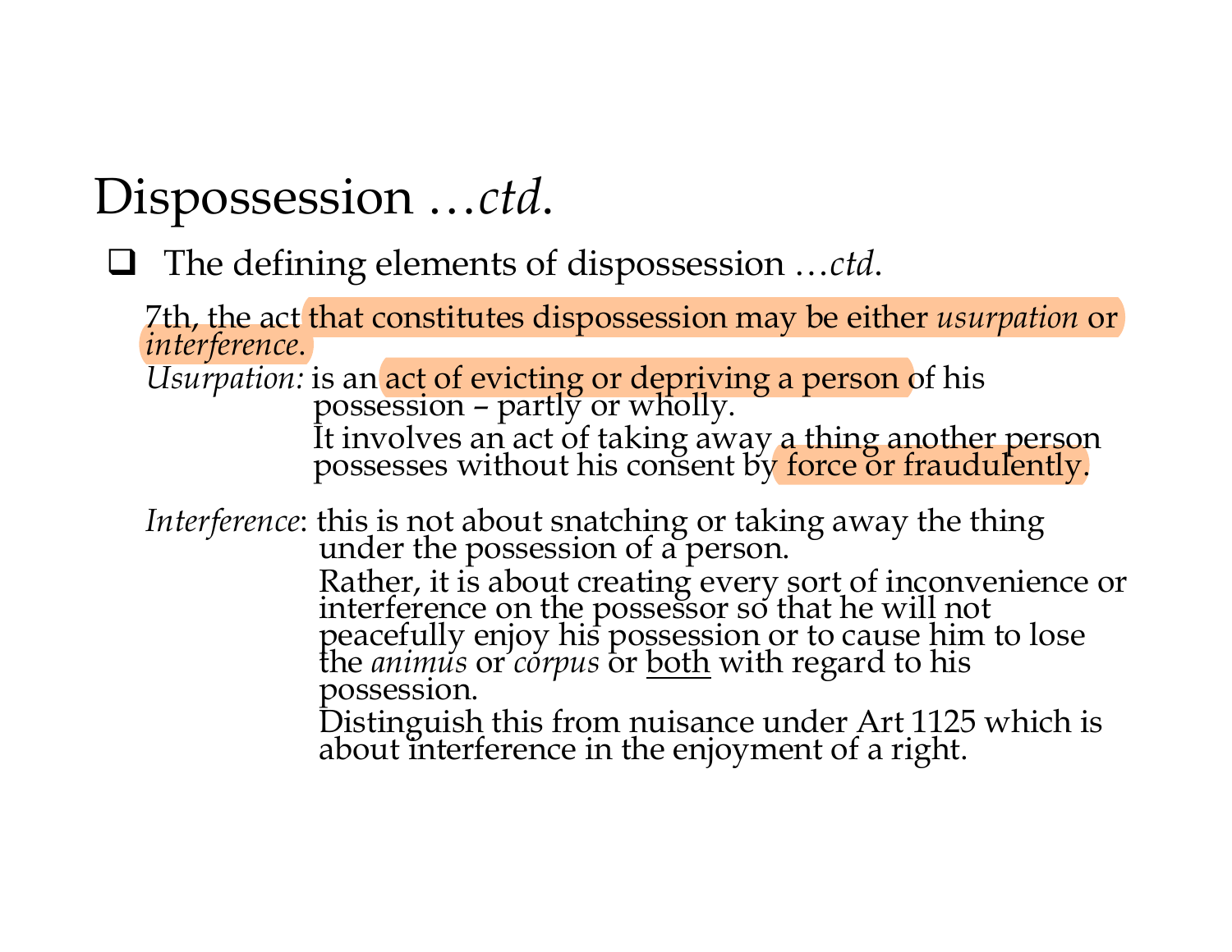# Dispossession …*ctd.*

- The defining elements of dispossession …*ctd.*

  7th, the act that constitutes dispossession may be either *usurpation* or *interference*.

  *Usurpation:* is an act of evicting or depriving a person of his possession – partly or wholly.

  It involves an act of taking away a thing another person possesses without his consent by force or fraudulently.

  *Interference*: this is not about snatching or taking away the thing under the possession of a person.

  Rather, it is about creating every sort of inconvenience or interference on the possessor so that he will not peacefully enjoy his possession or to cause him to lose the *animus* or *corpus* or <u>both</u> with regard to his possession.

  Distinguish this from nuisance under Art 1125 which is about interference in the enjoyment of a right.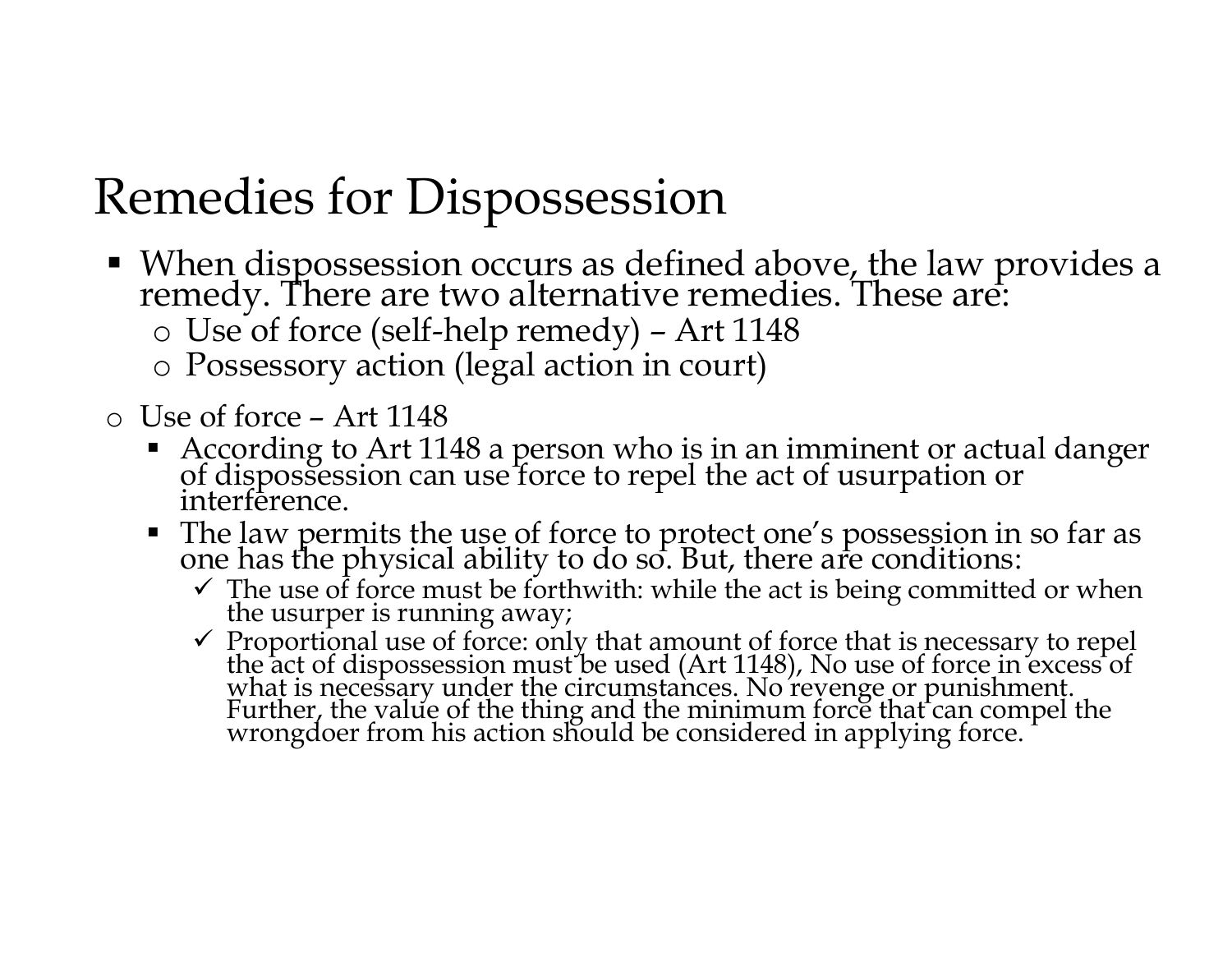# Remedies for Dispossession

- When dispossession occurs as defined above, the law provides a remedy. There are two alternative remedies. These are:
  - Use of force (self-help remedy) – Art 1148
  - Possessory action (legal action in court)

- Use of force – Art 1148
  - According to Art 1148 a person who is in an imminent or actual danger of dispossession can use force to repel the act of usurpation or interference.
  - The law permits the use of force to protect one's possession in so far as one has the physical ability to do so. But, there are conditions:
    - ✓ The use of force must be forthwith: while the act is being committed or when the usurper is running away;
    - ✓ Proportional use of force: only that amount of force that is necessary to repel the act of dispossession must be used (Art 1148), No use of force in excess of what is necessary under the circumstances. No revenge or punishment. Further, the value of the thing and the minimum force that can compel the wrongdoer from his action should be considered in applying force.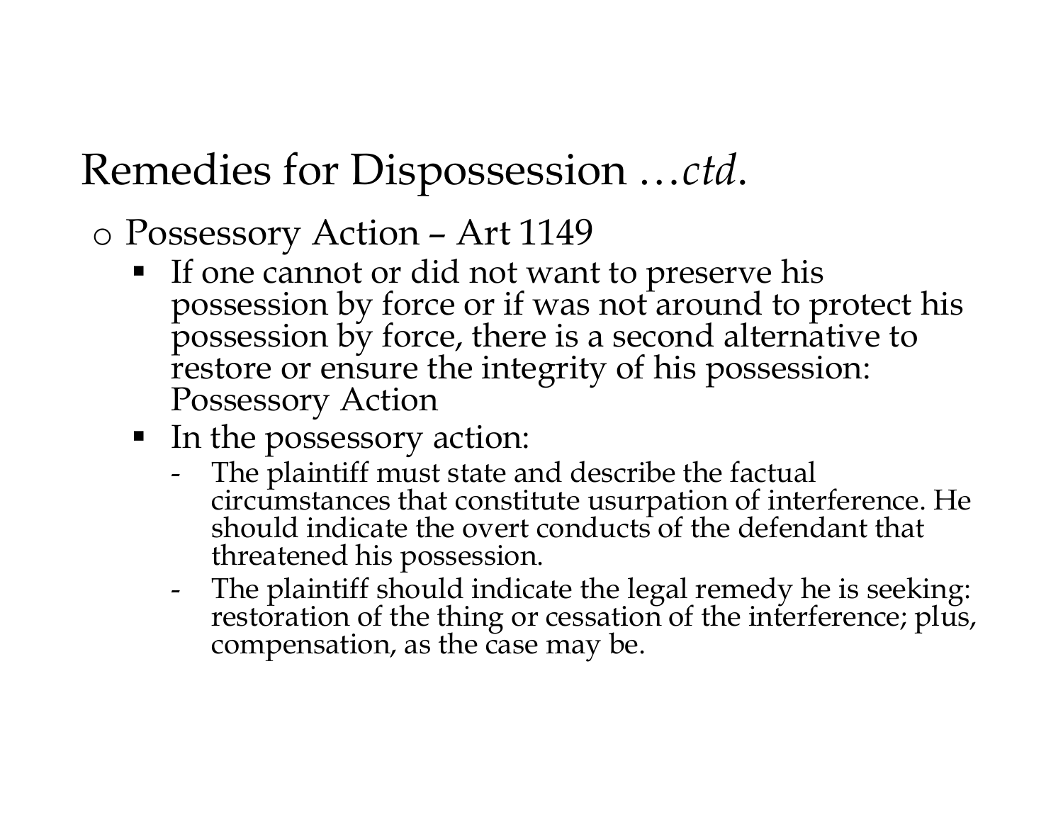# Remedies for Dispossession …*ctd*.

- Possessory Action – Art 1149
  - If one cannot or did not want to preserve his possession by force or if was not around to protect his possession by force, there is a second alternative to restore or ensure the integrity of his possession: Possessory Action
  - In the possessory action:
    - The plaintiff must state and describe the factual circumstances that constitute usurpation of interference. He should indicate the overt conducts of the defendant that threatened his possession.
    - The plaintiff should indicate the legal remedy he is seeking: restoration of the thing or cessation of the interference; plus, compensation, as the case may be.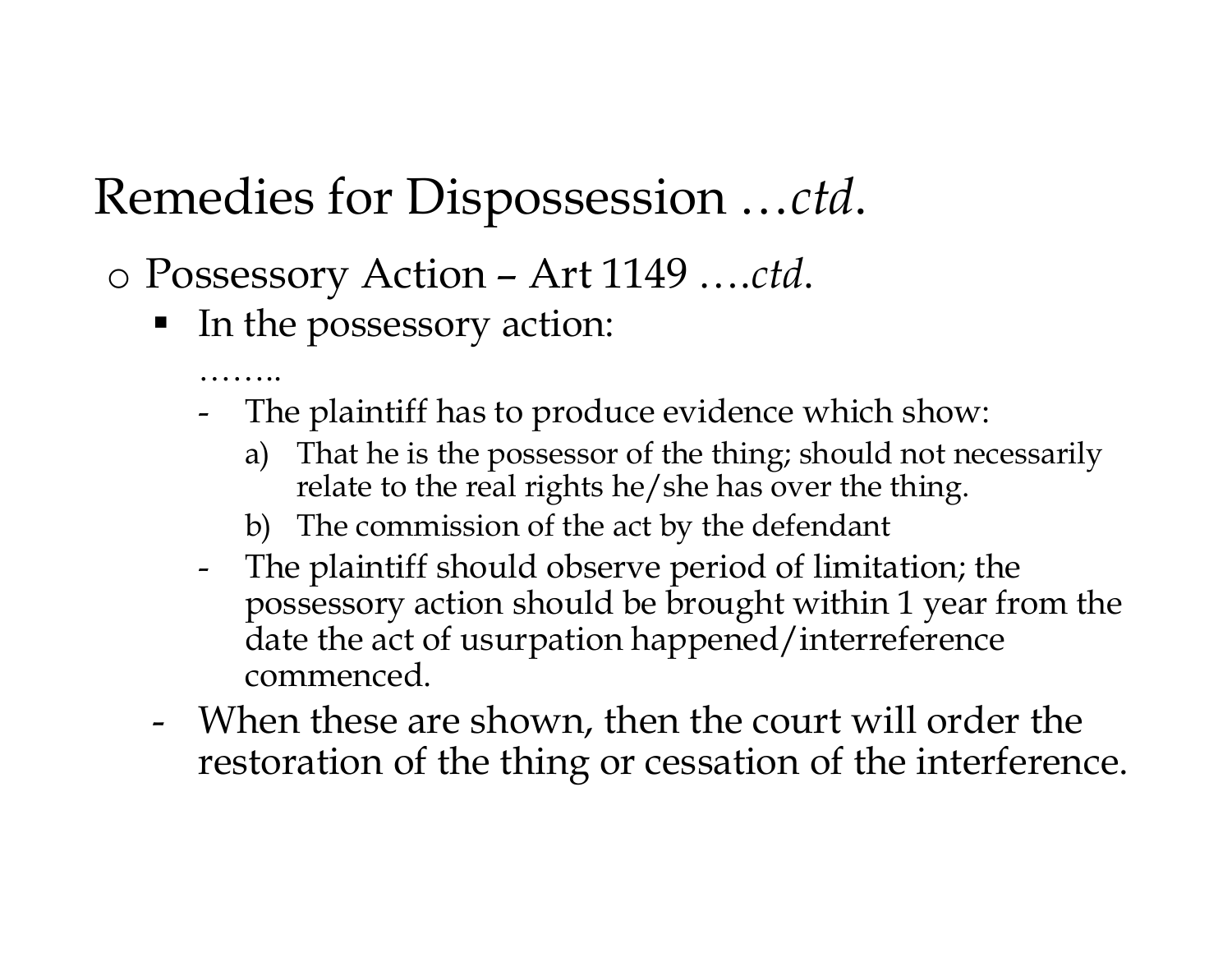# Remedies for Dispossession …*ctd*.

- Possessory Action – Art 1149 ….*ctd*.
  - In the possessory action:

    ……..

    - The plaintiff has to produce evidence which show:
      a) That he is the possessor of the thing; should not necessarily relate to the real rights he/she has over the thing.
      b) The commission of the act by the defendant
    - The plaintiff should observe period of limitation; the possessory action should be brought within 1 year from the date the act of usurpation happened/interreference commenced.
  - When these are shown, then the court will order the restoration of the thing or cessation of the interference.